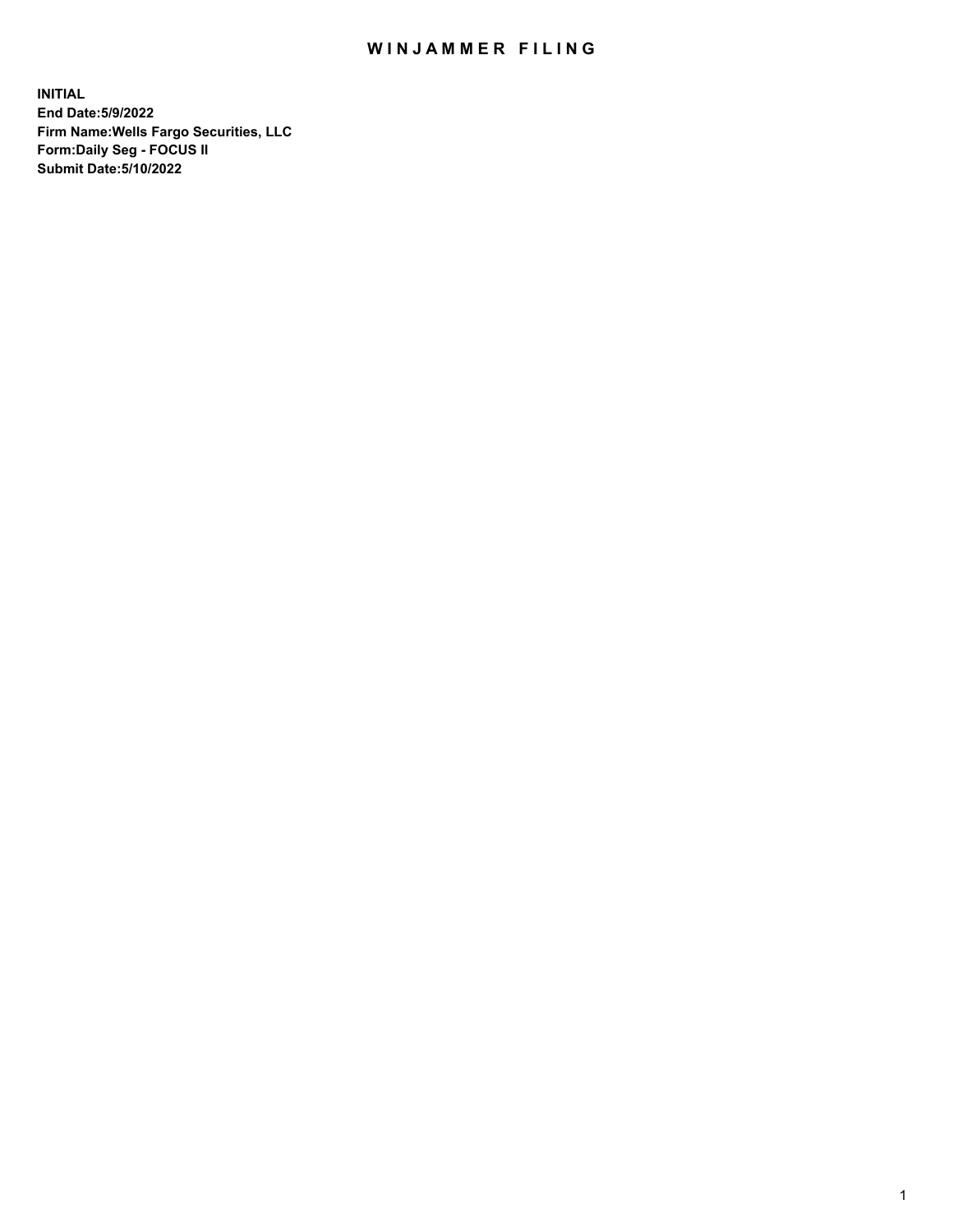# WINJAMMER FILING

**INITIAL**
**End Date:5/9/2022**
**Firm Name:Wells Fargo Securities, LLC**
**Form:Daily Seg - FOCUS II**
**Submit Date:5/10/2022**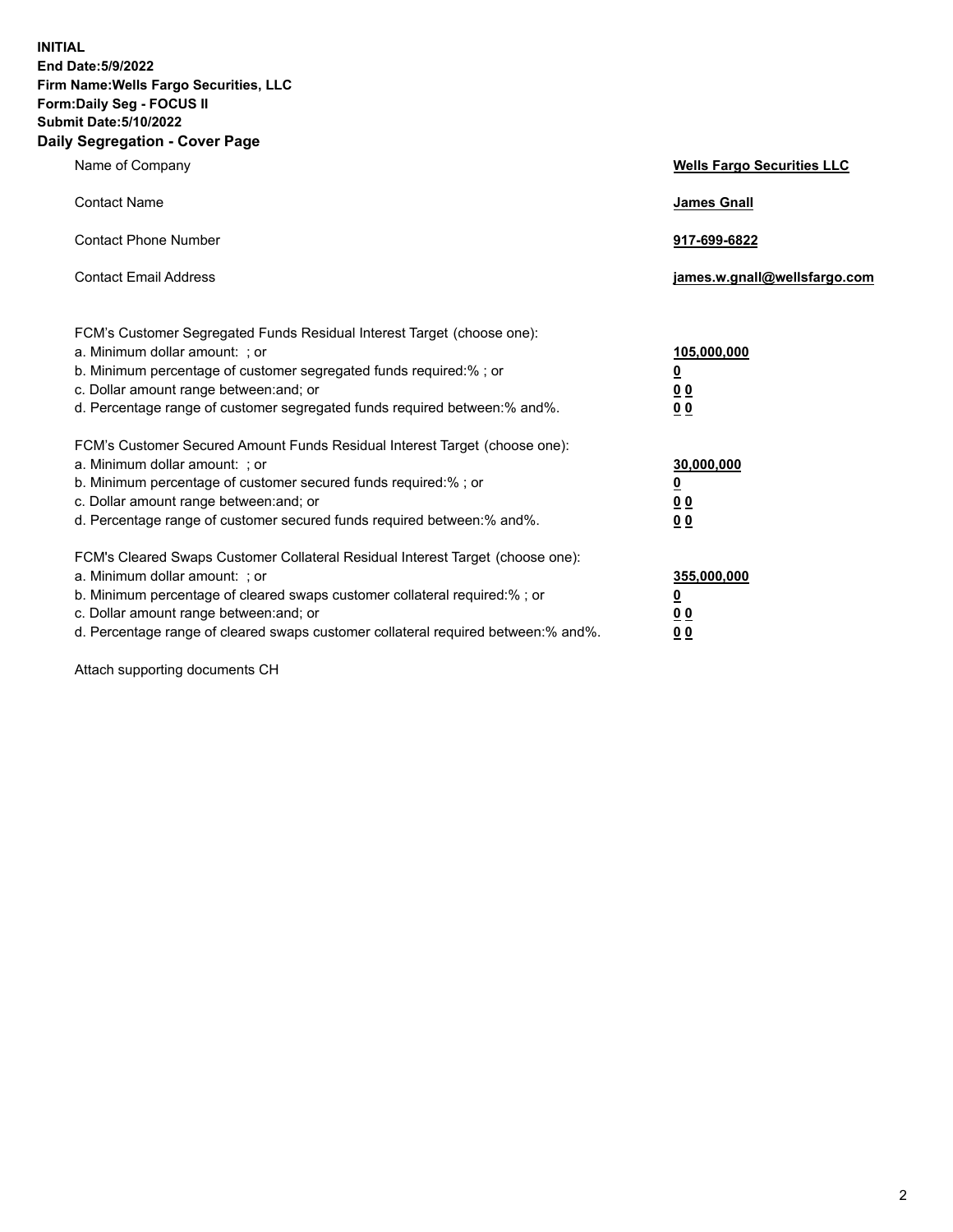**INITIAL**
**End Date:5/9/2022**
**Firm Name:Wells Fargo Securities, LLC**
**Form:Daily Seg - FOCUS II**
**Submit Date:5/10/2022**

## Daily Segregation - Cover Page

| | |
|---|---|
| Name of Company | **Wells Fargo Securities LLC** |
| Contact Name | **James Gnall** |
| Contact Phone Number | **917-699-6822** |
| Contact Email Address | **james.w.gnall@wellsfargo.com** |

FCM's Customer Segregated Funds Residual Interest Target (choose one):

| | |
|---|---|
| a. Minimum dollar amount: ; or | **105,000,000** |
| b. Minimum percentage of customer segregated funds required:% ; or | **0** |
| c. Dollar amount range between:and; or | **0 0** |
| d. Percentage range of customer segregated funds required between:% and%. | **0 0** |

FCM's Customer Secured Amount Funds Residual Interest Target (choose one):

| | |
|---|---|
| a. Minimum dollar amount: ; or | **30,000,000** |
| b. Minimum percentage of customer secured funds required:% ; or | **0** |
| c. Dollar amount range between:and; or | **0 0** |
| d. Percentage range of customer secured funds required between:% and%. | **0 0** |

FCM's Cleared Swaps Customer Collateral Residual Interest Target (choose one):

| | |
|---|---|
| a. Minimum dollar amount: ; or | **355,000,000** |
| b. Minimum percentage of cleared swaps customer collateral required:% ; or | **0** |
| c. Dollar amount range between:and; or | **0 0** |
| d. Percentage range of cleared swaps customer collateral required between:% and%. | **0 0** |

Attach supporting documents CH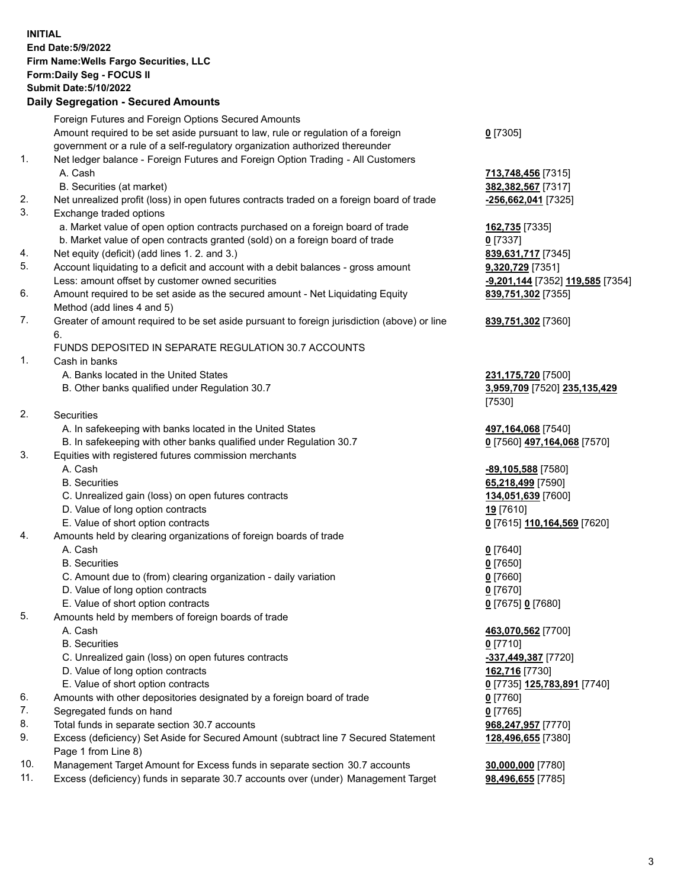**INITIAL**
**End Date:5/9/2022**
**Firm Name:Wells Fargo Securities, LLC**
**Form:Daily Seg - FOCUS II**
**Submit Date:5/10/2022**

## Daily Segregation - Secured Amounts

| | | |
|---|---|---|
| | Foreign Futures and Foreign Options Secured Amounts | |
| | Amount required to be set aside pursuant to law, rule or regulation of a foreign government or a rule of a self-regulatory organization authorized thereunder | **0** [7305] |
| 1. | Net ledger balance - Foreign Futures and Foreign Option Trading - All Customers | |
| | A. Cash | **713,748,456** [7315] |
| | B. Securities (at market) | **382,382,567** [7317] |
| 2. | Net unrealized profit (loss) in open futures contracts traded on a foreign board of trade | **-256,662,041** [7325] |
| 3. | Exchange traded options | |
| | a. Market value of open option contracts purchased on a foreign board of trade | **162,735** [7335] |
| | b. Market value of open contracts granted (sold) on a foreign board of trade | **0** [7337] |
| 4. | Net equity (deficit) (add lines 1. 2. and 3.) | **839,631,717** [7345] |
| 5. | Account liquidating to a deficit and account with a debit balances - gross amount | **9,320,729** [7351] |
| | Less: amount offset by customer owned securities | **-9,201,144** [7352] **119,585** [7354] |
| 6. | Amount required to be set aside as the secured amount - Net Liquidating Equity Method (add lines 4 and 5) | **839,751,302** [7355] |
| 7. | Greater of amount required to be set aside pursuant to foreign jurisdiction (above) or line 6. | **839,751,302** [7360] |
| | FUNDS DEPOSITED IN SEPARATE REGULATION 30.7 ACCOUNTS | |
| 1. | Cash in banks | |
| | A. Banks located in the United States | **231,175,720** [7500] |
| | B. Other banks qualified under Regulation 30.7 | **3,959,709** [7520] **235,135,429** [7530] |
| 2. | Securities | |
| | A. In safekeeping with banks located in the United States | **497,164,068** [7540] |
| | B. In safekeeping with other banks qualified under Regulation 30.7 | **0** [7560] **497,164,068** [7570] |
| 3. | Equities with registered futures commission merchants | |
| | A. Cash | **-89,105,588** [7580] |
| | B. Securities | **65,218,499** [7590] |
| | C. Unrealized gain (loss) on open futures contracts | **134,051,639** [7600] |
| | D. Value of long option contracts | **19** [7610] |
| | E. Value of short option contracts | **0** [7615] **110,164,569** [7620] |
| 4. | Amounts held by clearing organizations of foreign boards of trade | |
| | A. Cash | **0** [7640] |
| | B. Securities | **0** [7650] |
| | C. Amount due to (from) clearing organization - daily variation | **0** [7660] |
| | D. Value of long option contracts | **0** [7670] |
| | E. Value of short option contracts | **0** [7675] **0** [7680] |
| 5. | Amounts held by members of foreign boards of trade | |
| | A. Cash | **463,070,562** [7700] |
| | B. Securities | **0** [7710] |
| | C. Unrealized gain (loss) on open futures contracts | **-337,449,387** [7720] |
| | D. Value of long option contracts | **162,716** [7730] |
| | E. Value of short option contracts | **0** [7735] **125,783,891** [7740] |
| 6. | Amounts with other depositories designated by a foreign board of trade | **0** [7760] |
| 7. | Segregated funds on hand | **0** [7765] |
| 8. | Total funds in separate section 30.7 accounts | **968,247,957** [7770] |
| 9. | Excess (deficiency) Set Aside for Secured Amount (subtract line 7 Secured Statement Page 1 from Line 8) | **128,496,655** [7380] |
| 10. | Management Target Amount for Excess funds in separate section 30.7 accounts | **30,000,000** [7780] |
| 11. | Excess (deficiency) funds in separate 30.7 accounts over (under) Management Target | **98,496,655** [7785] |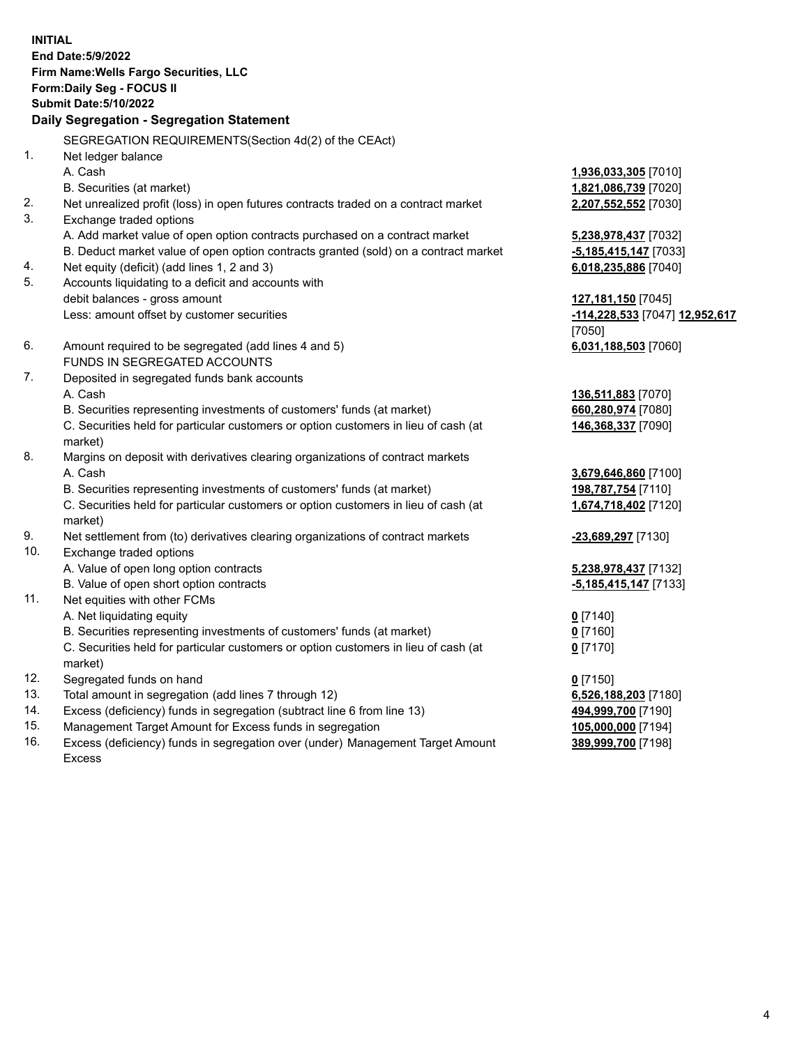**INITIAL**
**End Date:5/9/2022**
**Firm Name:Wells Fargo Securities, LLC**
**Form:Daily Seg - FOCUS II**
**Submit Date:5/10/2022**

## Daily Segregation - Segregation Statement

SEGREGATION REQUIREMENTS(Section 4d(2) of the CEAct)

| | | |
|---|---|---|
| 1. | Net ledger balance | |
| | A. Cash | **1,936,033,305** [7010] |
| | B. Securities (at market) | **1,821,086,739** [7020] |
| 2. | Net unrealized profit (loss) in open futures contracts traded on a contract market | **2,207,552,552** [7030] |
| 3. | Exchange traded options | |
| | A. Add market value of open option contracts purchased on a contract market | **5,238,978,437** [7032] |
| | B. Deduct market value of open option contracts granted (sold) on a contract market | **-5,185,415,147** [7033] |
| 4. | Net equity (deficit) (add lines 1, 2 and 3) | **6,018,235,886** [7040] |
| 5. | Accounts liquidating to a deficit and accounts with | |
| | debit balances - gross amount | **127,181,150** [7045] |
| | Less: amount offset by customer securities | **-114,228,533** [7047] **12,952,617** [7050] |
| 6. | Amount required to be segregated (add lines 4 and 5) | **6,031,188,503** [7060] |
| | FUNDS IN SEGREGATED ACCOUNTS | |
| 7. | Deposited in segregated funds bank accounts | |
| | A. Cash | **136,511,883** [7070] |
| | B. Securities representing investments of customers' funds (at market) | **660,280,974** [7080] |
| | C. Securities held for particular customers or option customers in lieu of cash (at market) | **146,368,337** [7090] |
| 8. | Margins on deposit with derivatives clearing organizations of contract markets | |
| | A. Cash | **3,679,646,860** [7100] |
| | B. Securities representing investments of customers' funds (at market) | **198,787,754** [7110] |
| | C. Securities held for particular customers or option customers in lieu of cash (at market) | **1,674,718,402** [7120] |
| 9. | Net settlement from (to) derivatives clearing organizations of contract markets | **-23,689,297** [7130] |
| 10. | Exchange traded options | |
| | A. Value of open long option contracts | **5,238,978,437** [7132] |
| | B. Value of open short option contracts | **-5,185,415,147** [7133] |
| 11. | Net equities with other FCMs | |
| | A. Net liquidating equity | **0** [7140] |
| | B. Securities representing investments of customers' funds (at market) | **0** [7160] |
| | C. Securities held for particular customers or option customers in lieu of cash (at market) | **0** [7170] |
| 12. | Segregated funds on hand | **0** [7150] |
| 13. | Total amount in segregation (add lines 7 through 12) | **6,526,188,203** [7180] |
| 14. | Excess (deficiency) funds in segregation (subtract line 6 from line 13) | **494,999,700** [7190] |
| 15. | Management Target Amount for Excess funds in segregation | **105,000,000** [7194] |
| 16. | Excess (deficiency) funds in segregation over (under) Management Target Amount Excess | **389,999,700** [7198] |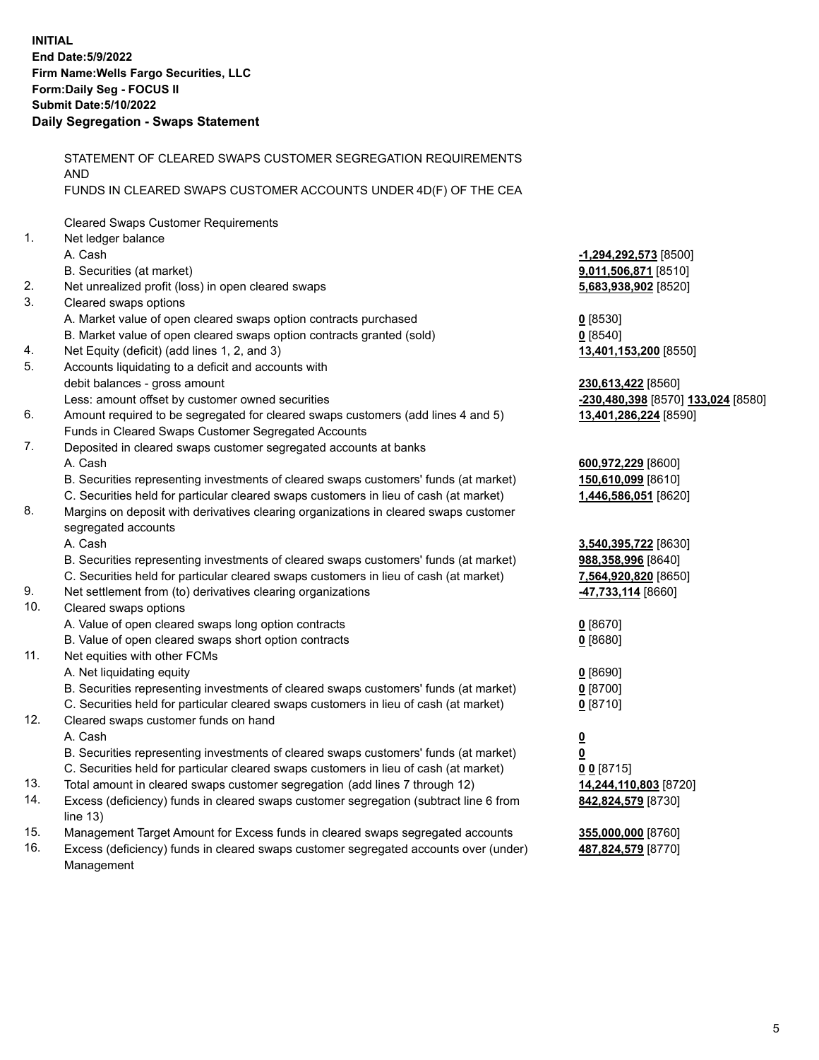**INITIAL**
**End Date:5/9/2022**
**Firm Name:Wells Fargo Securities, LLC**
**Form:Daily Seg - FOCUS II**
**Submit Date:5/10/2022**
**Daily Segregation - Swaps Statement**

STATEMENT OF CLEARED SWAPS CUSTOMER SEGREGATION REQUIREMENTS AND FUNDS IN CLEARED SWAPS CUSTOMER ACCOUNTS UNDER 4D(F) OF THE CEA

| | | |
|---|---|---|
| | Cleared Swaps Customer Requirements | |
| 1. | Net ledger balance | |
| | A. Cash | **-1,294,292,573** [8500] |
| | B. Securities (at market) | **9,011,506,871** [8510] |
| 2. | Net unrealized profit (loss) in open cleared swaps | **5,683,938,902** [8520] |
| 3. | Cleared swaps options | |
| | A. Market value of open cleared swaps option contracts purchased | **0** [8530] |
| | B. Market value of open cleared swaps option contracts granted (sold) | **0** [8540] |
| 4. | Net Equity (deficit) (add lines 1, 2, and 3) | **13,401,153,200** [8550] |
| 5. | Accounts liquidating to a deficit and accounts with debit balances - gross amount | **230,613,422** [8560] |
| | Less: amount offset by customer owned securities | **-230,480,398** [8570] **133,024** [8580] |
| 6. | Amount required to be segregated for cleared swaps customers (add lines 4 and 5) | **13,401,286,224** [8590] |
| | Funds in Cleared Swaps Customer Segregated Accounts | |
| 7. | Deposited in cleared swaps customer segregated accounts at banks | |
| | A. Cash | **600,972,229** [8600] |
| | B. Securities representing investments of cleared swaps customers' funds (at market) | **150,610,099** [8610] |
| | C. Securities held for particular cleared swaps customers in lieu of cash (at market) | **1,446,586,051** [8620] |
| 8. | Margins on deposit with derivatives clearing organizations in cleared swaps customer segregated accounts | |
| | A. Cash | **3,540,395,722** [8630] |
| | B. Securities representing investments of cleared swaps customers' funds (at market) | **988,358,996** [8640] |
| | C. Securities held for particular cleared swaps customers in lieu of cash (at market) | **7,564,920,820** [8650] |
| 9. | Net settlement from (to) derivatives clearing organizations | **-47,733,114** [8660] |
| 10. | Cleared swaps options | |
| | A. Value of open cleared swaps long option contracts | **0** [8670] |
| | B. Value of open cleared swaps short option contracts | **0** [8680] |
| 11. | Net equities with other FCMs | |
| | A. Net liquidating equity | **0** [8690] |
| | B. Securities representing investments of cleared swaps customers' funds (at market) | **0** [8700] |
| | C. Securities held for particular cleared swaps customers in lieu of cash (at market) | **0** [8710] |
| 12. | Cleared swaps customer funds on hand | |
| | A. Cash | **0** |
| | B. Securities representing investments of cleared swaps customers' funds (at market) | **0** |
| | C. Securities held for particular cleared swaps customers in lieu of cash (at market) | **0** **0** [8715] |
| 13. | Total amount in cleared swaps customer segregation (add lines 7 through 12) | **14,244,110,803** [8720] |
| 14. | Excess (deficiency) funds in cleared swaps customer segregation (subtract line 6 from line 13) | **842,824,579** [8730] |
| 15. | Management Target Amount for Excess funds in cleared swaps segregated accounts | **355,000,000** [8760] |
| 16. | Excess (deficiency) funds in cleared swaps customer segregated accounts over (under) Management | **487,824,579** [8770] |